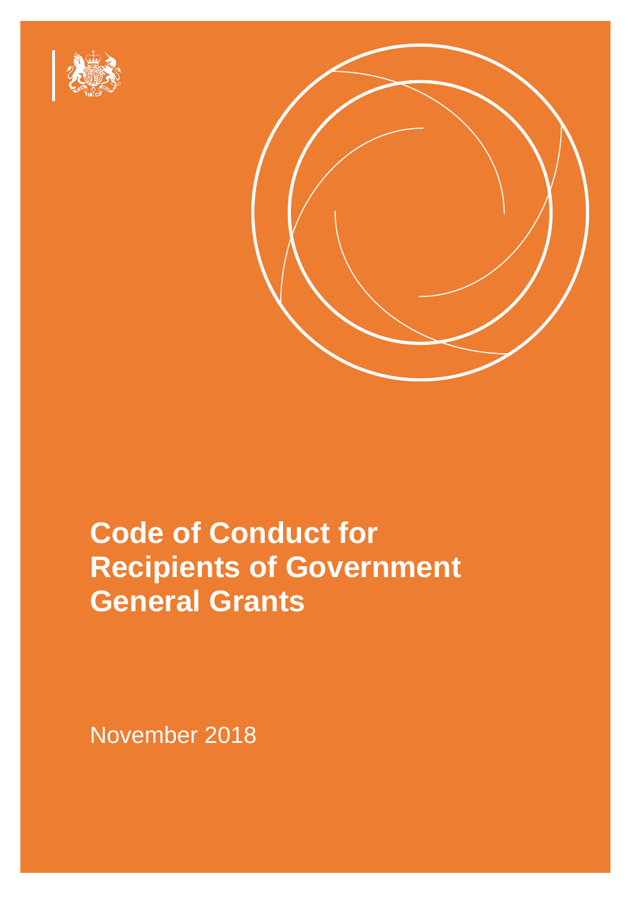# Code of Conduct for Recipients of Government General Grants

November 2018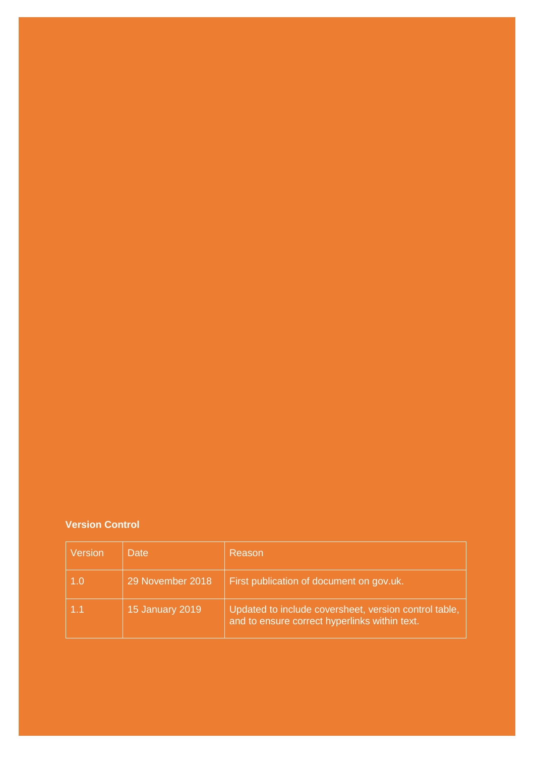**Version Control**

| Version | Date | Reason |
| --- | --- | --- |
| 1.0 | 29 November 2018 | First publication of document on gov.uk. |
| 1.1 | 15 January 2019 | Updated to include coversheet, version control table, and to ensure correct hyperlinks within text. |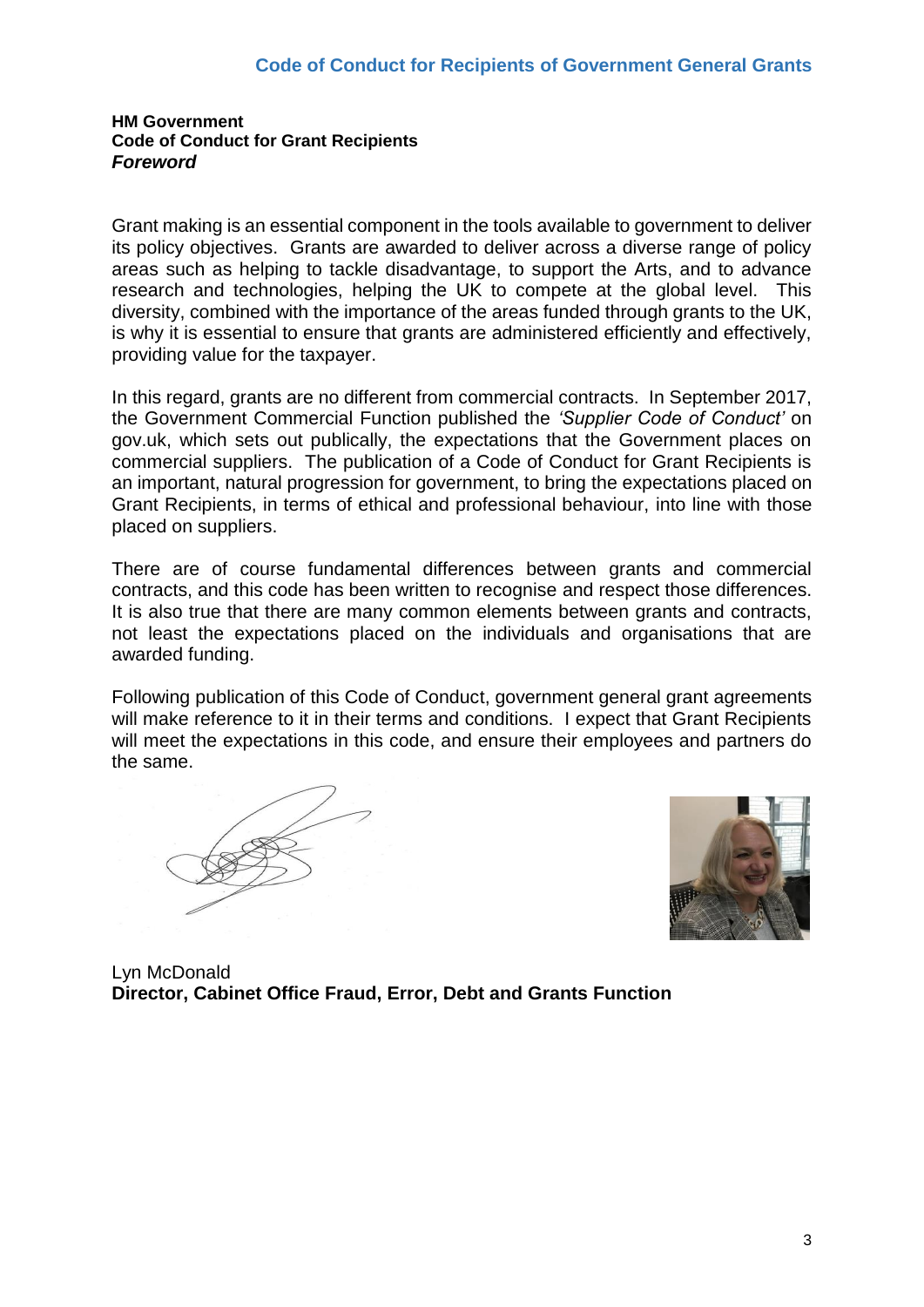**HM Government**
**Code of Conduct for Grant Recipients**
***Foreword***

Grant making is an essential component in the tools available to government to deliver its policy objectives. Grants are awarded to deliver across a diverse range of policy areas such as helping to tackle disadvantage, to support the Arts, and to advance research and technologies, helping the UK to compete at the global level. This diversity, combined with the importance of the areas funded through grants to the UK, is why it is essential to ensure that grants are administered efficiently and effectively, providing value for the taxpayer.

In this regard, grants are no different from commercial contracts. In September 2017, the Government Commercial Function published the *'Supplier Code of Conduct'* on gov.uk, which sets out publically, the expectations that the Government places on commercial suppliers. The publication of a Code of Conduct for Grant Recipients is an important, natural progression for government, to bring the expectations placed on Grant Recipients, in terms of ethical and professional behaviour, into line with those placed on suppliers.

There are of course fundamental differences between grants and commercial contracts, and this code has been written to recognise and respect those differences. It is also true that there are many common elements between grants and contracts, not least the expectations placed on the individuals and organisations that are awarded funding.

Following publication of this Code of Conduct, government general grant agreements will make reference to it in their terms and conditions. I expect that Grant Recipients will meet the expectations in this code, and ensure their employees and partners do the same.

Lyn McDonald
**Director, Cabinet Office Fraud, Error, Debt and Grants Function**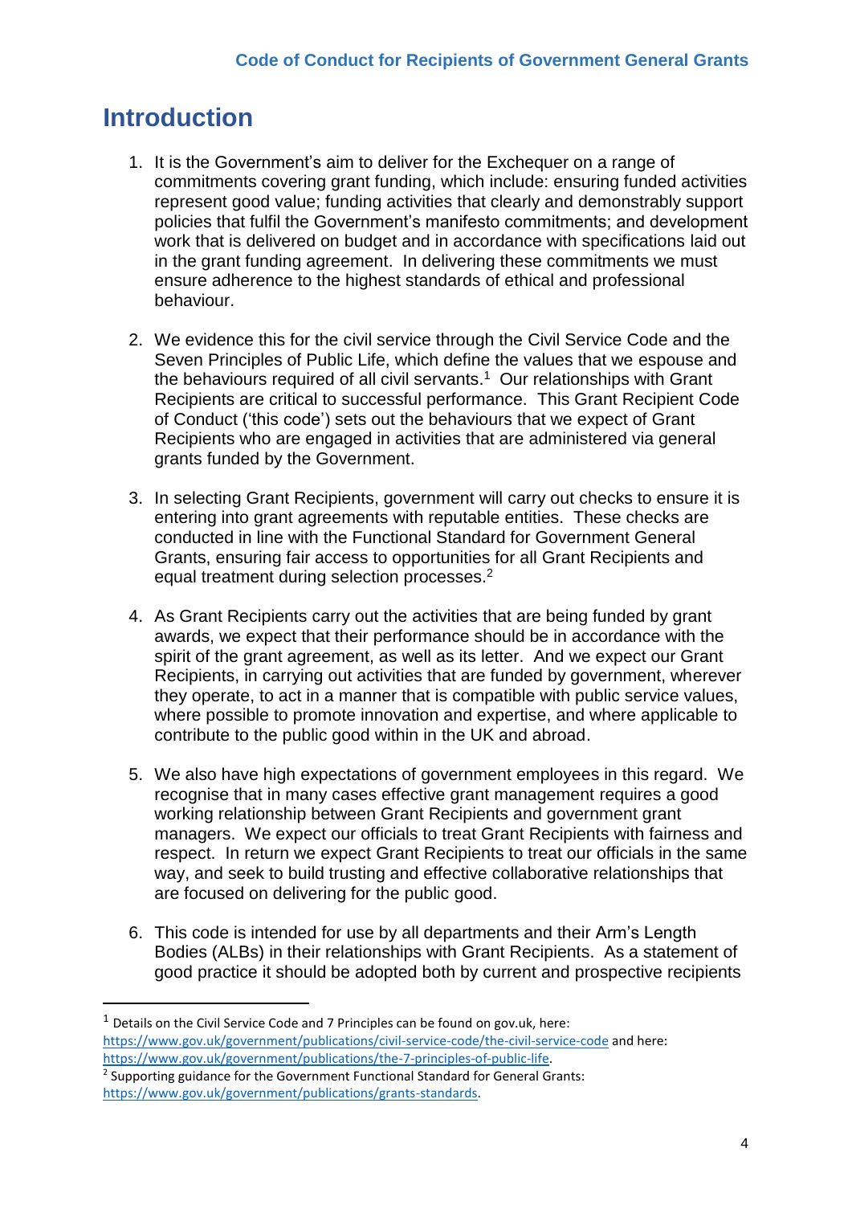# Introduction

1. It is the Government's aim to deliver for the Exchequer on a range of commitments covering grant funding, which include: ensuring funded activities represent good value; funding activities that clearly and demonstrably support policies that fulfil the Government's manifesto commitments; and development work that is delivered on budget and in accordance with specifications laid out in the grant funding agreement. In delivering these commitments we must ensure adherence to the highest standards of ethical and professional behaviour.

2. We evidence this for the civil service through the Civil Service Code and the Seven Principles of Public Life, which define the values that we espouse and the behaviours required of all civil servants.[1] Our relationships with Grant Recipients are critical to successful performance. This Grant Recipient Code of Conduct ('this code') sets out the behaviours that we expect of Grant Recipients who are engaged in activities that are administered via general grants funded by the Government.

3. In selecting Grant Recipients, government will carry out checks to ensure it is entering into grant agreements with reputable entities. These checks are conducted in line with the Functional Standard for Government General Grants, ensuring fair access to opportunities for all Grant Recipients and equal treatment during selection processes.[2]

4. As Grant Recipients carry out the activities that are being funded by grant awards, we expect that their performance should be in accordance with the spirit of the grant agreement, as well as its letter. And we expect our Grant Recipients, in carrying out activities that are funded by government, wherever they operate, to act in a manner that is compatible with public service values, where possible to promote innovation and expertise, and where applicable to contribute to the public good within in the UK and abroad.

5. We also have high expectations of government employees in this regard. We recognise that in many cases effective grant management requires a good working relationship between Grant Recipients and government grant managers. We expect our officials to treat Grant Recipients with fairness and respect. In return we expect Grant Recipients to treat our officials in the same way, and seek to build trusting and effective collaborative relationships that are focused on delivering for the public good.

6. This code is intended for use by all departments and their Arm's Length Bodies (ALBs) in their relationships with Grant Recipients. As a statement of good practice it should be adopted both by current and prospective recipients

---

[1] Details on the Civil Service Code and 7 Principles can be found on gov.uk, here: https://www.gov.uk/government/publications/civil-service-code/the-civil-service-code and here: https://www.gov.uk/government/publications/the-7-principles-of-public-life.

[2] Supporting guidance for the Government Functional Standard for General Grants: https://www.gov.uk/government/publications/grants-standards.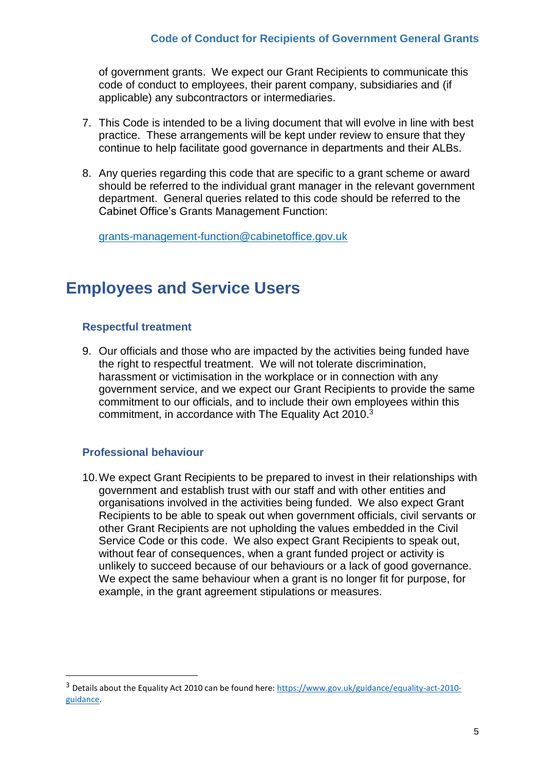of government grants. We expect our Grant Recipients to communicate this code of conduct to employees, their parent company, subsidiaries and (if applicable) any subcontractors or intermediaries.

7. This Code is intended to be a living document that will evolve in line with best practice. These arrangements will be kept under review to ensure that they continue to help facilitate good governance in departments and their ALBs.

8. Any queries regarding this code that are specific to a grant scheme or award should be referred to the individual grant manager in the relevant government department. General queries related to this code should be referred to the Cabinet Office's Grants Management Function:

   grants-management-function@cabinetoffice.gov.uk

# Employees and Service Users

### Respectful treatment

9. Our officials and those who are impacted by the activities being funded have the right to respectful treatment. We will not tolerate discrimination, harassment or victimisation in the workplace or in connection with any government service, and we expect our Grant Recipients to provide the same commitment to our officials, and to include their own employees within this commitment, in accordance with The Equality Act 2010.[3]

### Professional behaviour

10. We expect Grant Recipients to be prepared to invest in their relationships with government and establish trust with our staff and with other entities and organisations involved in the activities being funded. We also expect Grant Recipients to be able to speak out when government officials, civil servants or other Grant Recipients are not upholding the values embedded in the Civil Service Code or this code. We also expect Grant Recipients to speak out, without fear of consequences, when a grant funded project or activity is unlikely to succeed because of our behaviours or a lack of good governance. We expect the same behaviour when a grant is no longer fit for purpose, for example, in the grant agreement stipulations or measures.

---

[3] Details about the Equality Act 2010 can be found here: https://www.gov.uk/guidance/equality-act-2010-guidance.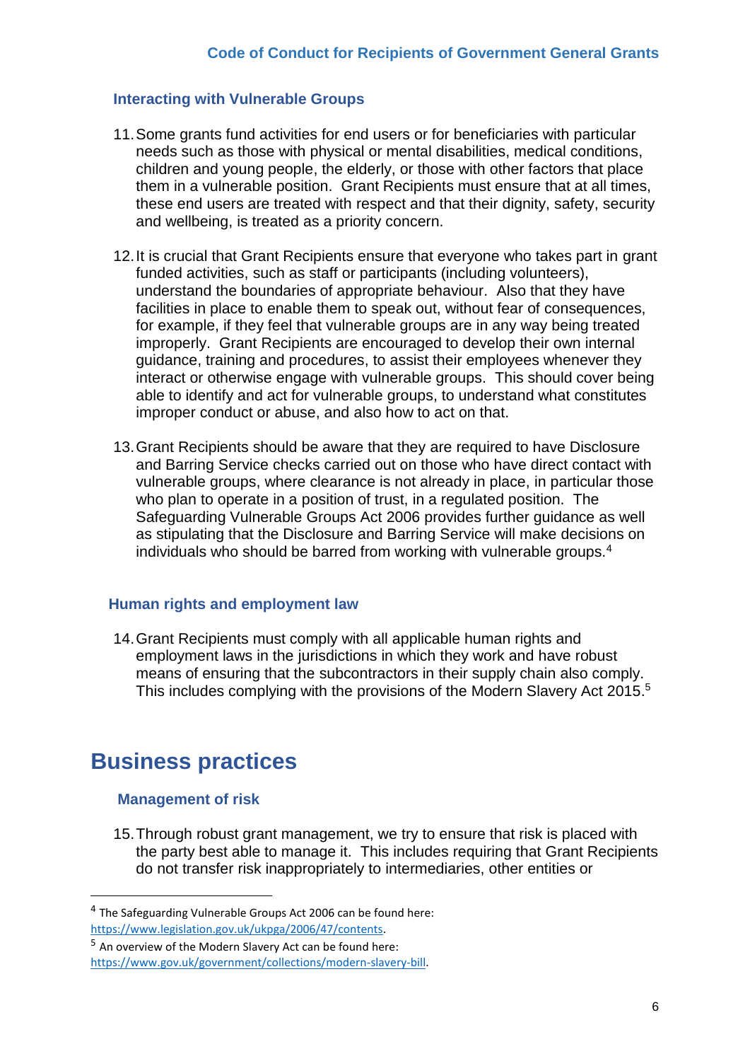### Interacting with Vulnerable Groups

11. Some grants fund activities for end users or for beneficiaries with particular needs such as those with physical or mental disabilities, medical conditions, children and young people, the elderly, or those with other factors that place them in a vulnerable position. Grant Recipients must ensure that at all times, these end users are treated with respect and that their dignity, safety, security and wellbeing, is treated as a priority concern.

12. It is crucial that Grant Recipients ensure that everyone who takes part in grant funded activities, such as staff or participants (including volunteers), understand the boundaries of appropriate behaviour. Also that they have facilities in place to enable them to speak out, without fear of consequences, for example, if they feel that vulnerable groups are in any way being treated improperly. Grant Recipients are encouraged to develop their own internal guidance, training and procedures, to assist their employees whenever they interact or otherwise engage with vulnerable groups. This should cover being able to identify and act for vulnerable groups, to understand what constitutes improper conduct or abuse, and also how to act on that.

13. Grant Recipients should be aware that they are required to have Disclosure and Barring Service checks carried out on those who have direct contact with vulnerable groups, where clearance is not already in place, in particular those who plan to operate in a position of trust, in a regulated position. The Safeguarding Vulnerable Groups Act 2006 provides further guidance as well as stipulating that the Disclosure and Barring Service will make decisions on individuals who should be barred from working with vulnerable groups.[4]

### Human rights and employment law

14. Grant Recipients must comply with all applicable human rights and employment laws in the jurisdictions in which they work and have robust means of ensuring that the subcontractors in their supply chain also comply. This includes complying with the provisions of the Modern Slavery Act 2015.[5]

## Business practices

### Management of risk

15. Through robust grant management, we try to ensure that risk is placed with the party best able to manage it. This includes requiring that Grant Recipients do not transfer risk inappropriately to intermediaries, other entities or

---

[4] The Safeguarding Vulnerable Groups Act 2006 can be found here: https://www.legislation.gov.uk/ukpga/2006/47/contents.

[5] An overview of the Modern Slavery Act can be found here: https://www.gov.uk/government/collections/modern-slavery-bill.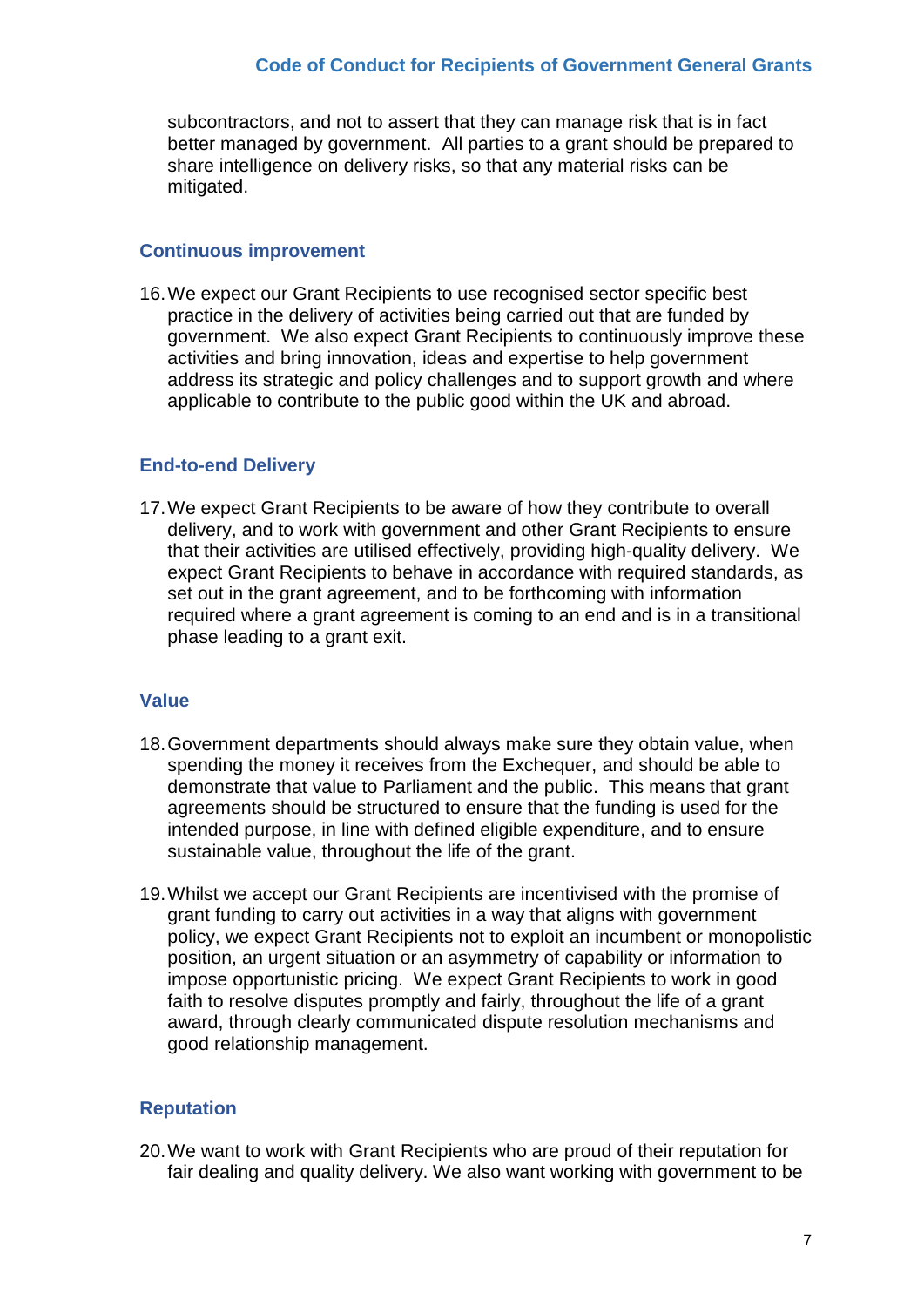subcontractors, and not to assert that they can manage risk that is in fact better managed by government. All parties to a grant should be prepared to share intelligence on delivery risks, so that any material risks can be mitigated.

### Continuous improvement

16. We expect our Grant Recipients to use recognised sector specific best practice in the delivery of activities being carried out that are funded by government. We also expect Grant Recipients to continuously improve these activities and bring innovation, ideas and expertise to help government address its strategic and policy challenges and to support growth and where applicable to contribute to the public good within the UK and abroad.

### End-to-end Delivery

17. We expect Grant Recipients to be aware of how they contribute to overall delivery, and to work with government and other Grant Recipients to ensure that their activities are utilised effectively, providing high-quality delivery. We expect Grant Recipients to behave in accordance with required standards, as set out in the grant agreement, and to be forthcoming with information required where a grant agreement is coming to an end and is in a transitional phase leading to a grant exit.

### Value

18. Government departments should always make sure they obtain value, when spending the money it receives from the Exchequer, and should be able to demonstrate that value to Parliament and the public. This means that grant agreements should be structured to ensure that the funding is used for the intended purpose, in line with defined eligible expenditure, and to ensure sustainable value, throughout the life of the grant.

19. Whilst we accept our Grant Recipients are incentivised with the promise of grant funding to carry out activities in a way that aligns with government policy, we expect Grant Recipients not to exploit an incumbent or monopolistic position, an urgent situation or an asymmetry of capability or information to impose opportunistic pricing. We expect Grant Recipients to work in good faith to resolve disputes promptly and fairly, throughout the life of a grant award, through clearly communicated dispute resolution mechanisms and good relationship management.

### Reputation

20. We want to work with Grant Recipients who are proud of their reputation for fair dealing and quality delivery. We also want working with government to be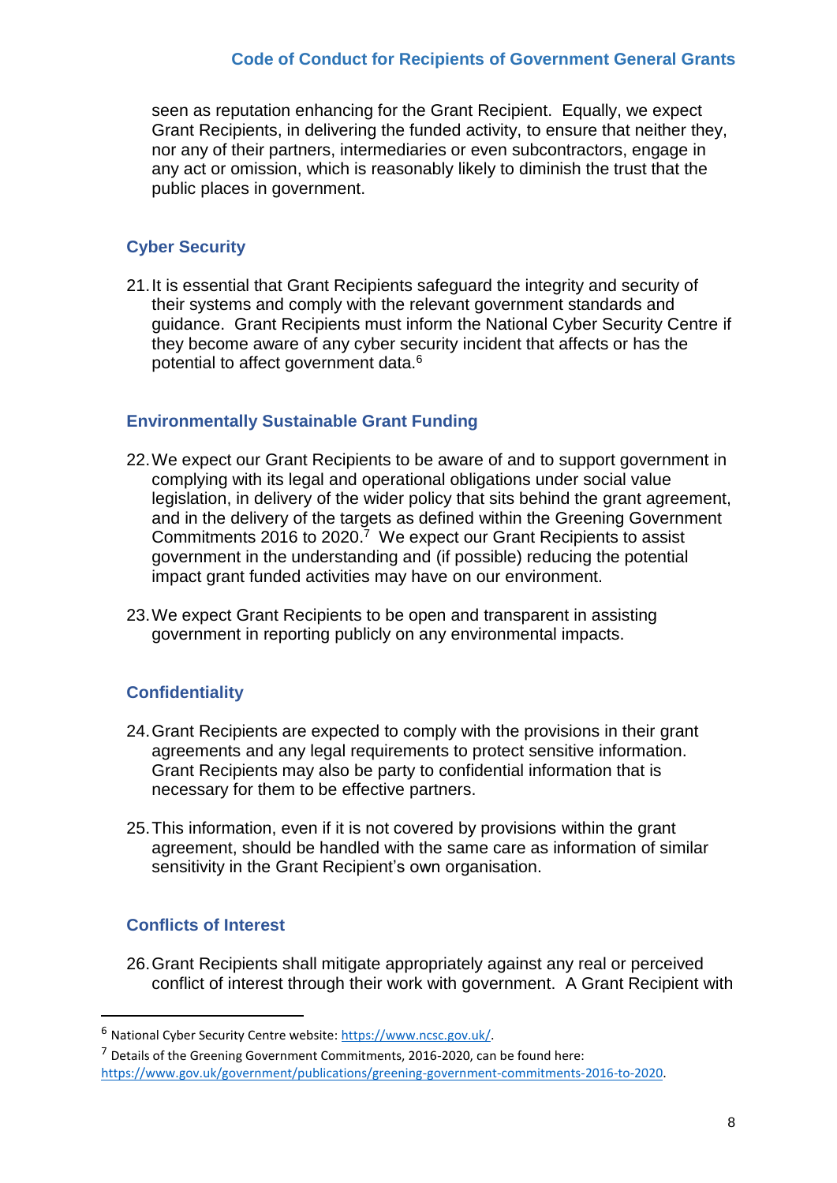seen as reputation enhancing for the Grant Recipient. Equally, we expect Grant Recipients, in delivering the funded activity, to ensure that neither they, nor any of their partners, intermediaries or even subcontractors, engage in any act or omission, which is reasonably likely to diminish the trust that the public places in government.

### Cyber Security

21. It is essential that Grant Recipients safeguard the integrity and security of their systems and comply with the relevant government standards and guidance. Grant Recipients must inform the National Cyber Security Centre if they become aware of any cyber security incident that affects or has the potential to affect government data.[6]

### Environmentally Sustainable Grant Funding

22. We expect our Grant Recipients to be aware of and to support government in complying with its legal and operational obligations under social value legislation, in delivery of the wider policy that sits behind the grant agreement, and in the delivery of the targets as defined within the Greening Government Commitments 2016 to 2020.[7] We expect our Grant Recipients to assist government in the understanding and (if possible) reducing the potential impact grant funded activities may have on our environment.

23. We expect Grant Recipients to be open and transparent in assisting government in reporting publicly on any environmental impacts.

### Confidentiality

24. Grant Recipients are expected to comply with the provisions in their grant agreements and any legal requirements to protect sensitive information. Grant Recipients may also be party to confidential information that is necessary for them to be effective partners.

25. This information, even if it is not covered by provisions within the grant agreement, should be handled with the same care as information of similar sensitivity in the Grant Recipient's own organisation.

### Conflicts of Interest

26. Grant Recipients shall mitigate appropriately against any real or perceived conflict of interest through their work with government. A Grant Recipient with

---

[6] National Cyber Security Centre website: https://www.ncsc.gov.uk/.

[7] Details of the Greening Government Commitments, 2016-2020, can be found here: https://www.gov.uk/government/publications/greening-government-commitments-2016-to-2020.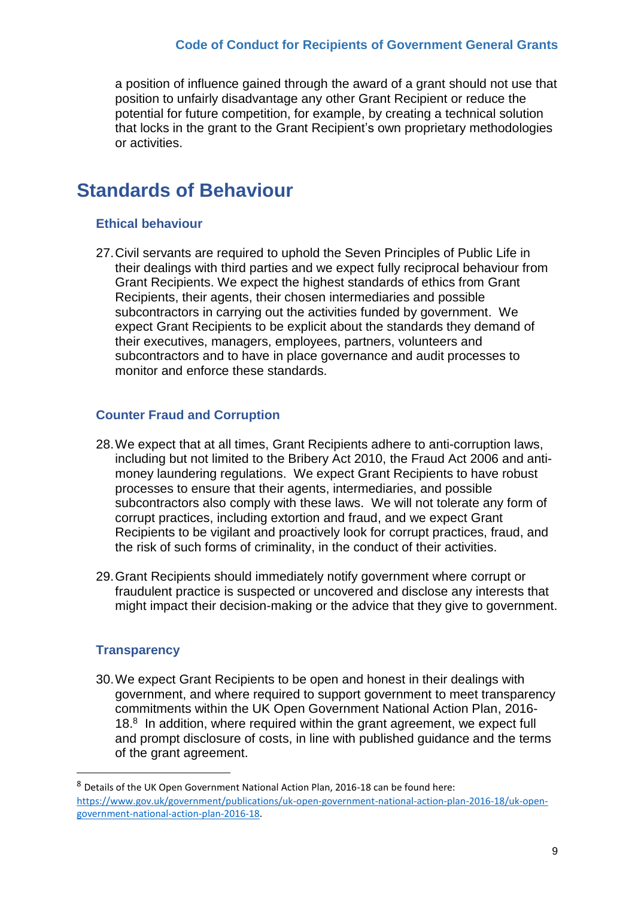a position of influence gained through the award of a grant should not use that position to unfairly disadvantage any other Grant Recipient or reduce the potential for future competition, for example, by creating a technical solution that locks in the grant to the Grant Recipient's own proprietary methodologies or activities.

# Standards of Behaviour

### Ethical behaviour

27. Civil servants are required to uphold the Seven Principles of Public Life in their dealings with third parties and we expect fully reciprocal behaviour from Grant Recipients. We expect the highest standards of ethics from Grant Recipients, their agents, their chosen intermediaries and possible subcontractors in carrying out the activities funded by government. We expect Grant Recipients to be explicit about the standards they demand of their executives, managers, employees, partners, volunteers and subcontractors and to have in place governance and audit processes to monitor and enforce these standards.

### Counter Fraud and Corruption

28. We expect that at all times, Grant Recipients adhere to anti-corruption laws, including but not limited to the Bribery Act 2010, the Fraud Act 2006 and anti-money laundering regulations. We expect Grant Recipients to have robust processes to ensure that their agents, intermediaries, and possible subcontractors also comply with these laws. We will not tolerate any form of corrupt practices, including extortion and fraud, and we expect Grant Recipients to be vigilant and proactively look for corrupt practices, fraud, and the risk of such forms of criminality, in the conduct of their activities.

29. Grant Recipients should immediately notify government where corrupt or fraudulent practice is suspected or uncovered and disclose any interests that might impact their decision-making or the advice that they give to government.

### Transparency

30. We expect Grant Recipients to be open and honest in their dealings with government, and where required to support government to meet transparency commitments within the UK Open Government National Action Plan, 2016-18.[8] In addition, where required within the grant agreement, we expect full and prompt disclosure of costs, in line with published guidance and the terms of the grant agreement.

---

[8] Details of the UK Open Government National Action Plan, 2016-18 can be found here: https://www.gov.uk/government/publications/uk-open-government-national-action-plan-2016-18/uk-open-government-national-action-plan-2016-18.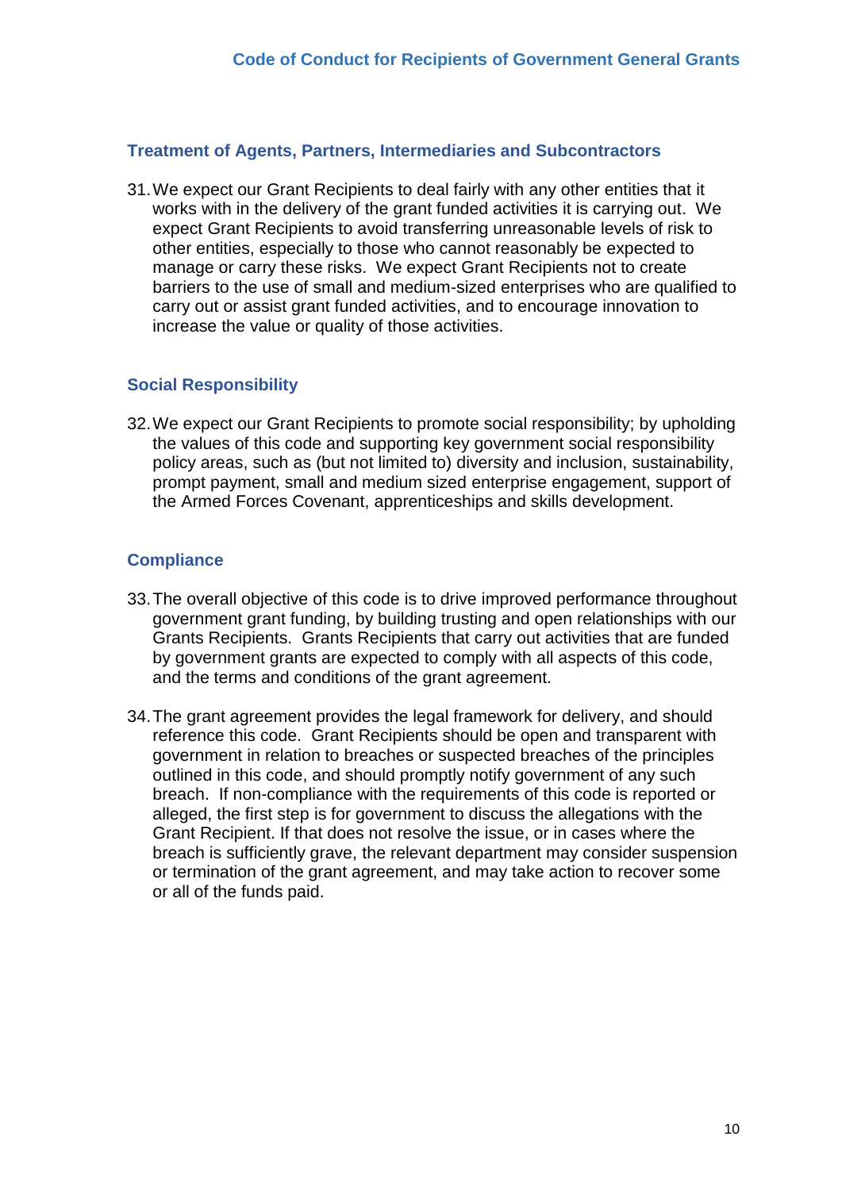## Treatment of Agents, Partners, Intermediaries and Subcontractors

31. We expect our Grant Recipients to deal fairly with any other entities that it works with in the delivery of the grant funded activities it is carrying out. We expect Grant Recipients to avoid transferring unreasonable levels of risk to other entities, especially to those who cannot reasonably be expected to manage or carry these risks. We expect Grant Recipients not to create barriers to the use of small and medium-sized enterprises who are qualified to carry out or assist grant funded activities, and to encourage innovation to increase the value or quality of those activities.

## Social Responsibility

32. We expect our Grant Recipients to promote social responsibility; by upholding the values of this code and supporting key government social responsibility policy areas, such as (but not limited to) diversity and inclusion, sustainability, prompt payment, small and medium sized enterprise engagement, support of the Armed Forces Covenant, apprenticeships and skills development.

## Compliance

33. The overall objective of this code is to drive improved performance throughout government grant funding, by building trusting and open relationships with our Grants Recipients. Grants Recipients that carry out activities that are funded by government grants are expected to comply with all aspects of this code, and the terms and conditions of the grant agreement.

34. The grant agreement provides the legal framework for delivery, and should reference this code. Grant Recipients should be open and transparent with government in relation to breaches or suspected breaches of the principles outlined in this code, and should promptly notify government of any such breach. If non-compliance with the requirements of this code is reported or alleged, the first step is for government to discuss the allegations with the Grant Recipient. If that does not resolve the issue, or in cases where the breach is sufficiently grave, the relevant department may consider suspension or termination of the grant agreement, and may take action to recover some or all of the funds paid.